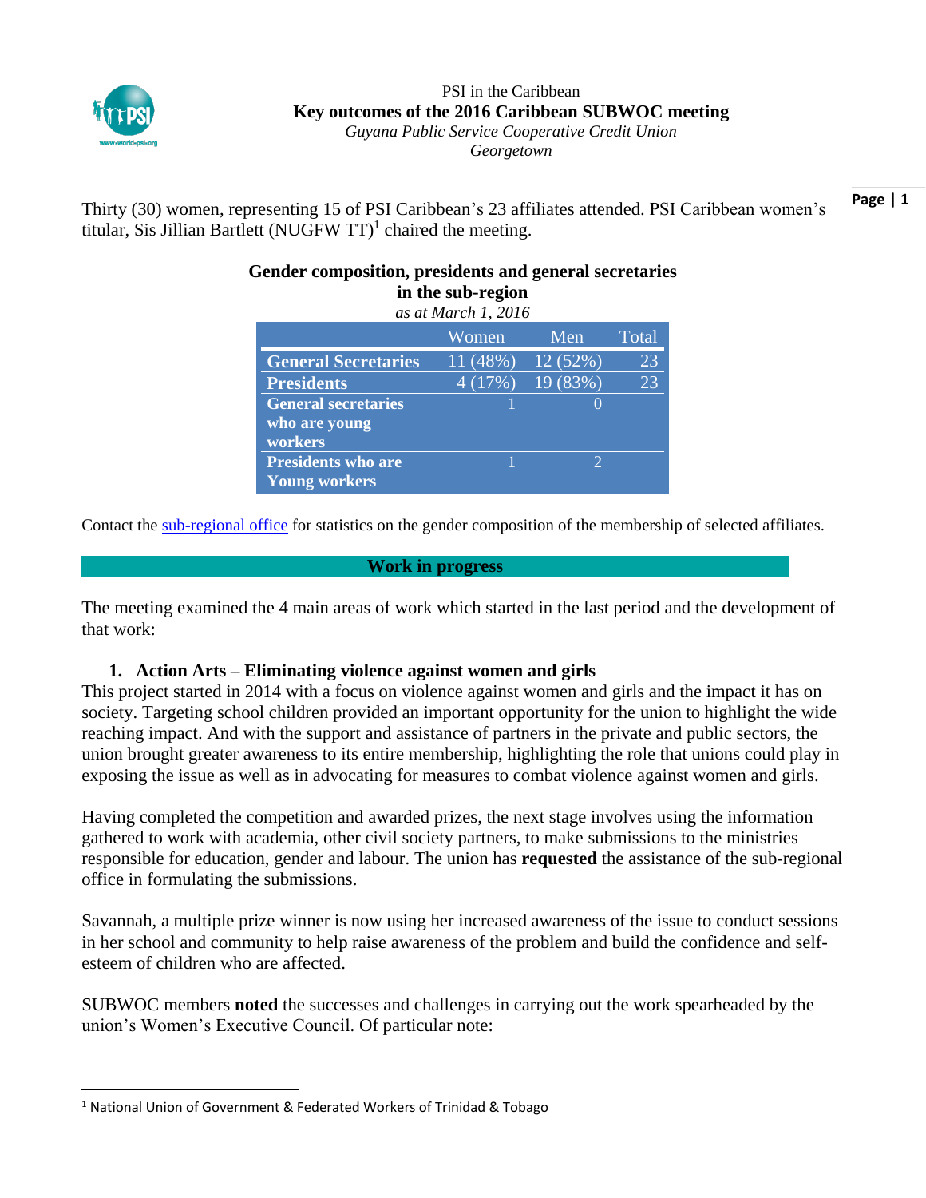PSI in the Caribbean

# Key outcomes of the 2016 Caribbean SUBWOC meeting

*Guyana Public Service Cooperative Credit Union*

*Georgetown*

Thirty (30) women, representing 15 of PSI Caribbean's 23 affiliates attended. PSI Caribbean women's titular, Sis Jillian Bartlett (NUGFW TT)[1] chaired the meeting.

**Gender composition, presidents and general secretaries in the sub-region**

*as at March 1, 2016*

| | Women | Men | Total |
|---|---|---|---|
| **General Secretaries** | 11 (48%) | 12 (52%) | 23 |
| **Presidents** | 4 (17%) | 19 (83%) | 23 |
| **General secretaries who are young workers** | 1 | 0 | |
| **Presidents who are Young workers** | 1 | 2 | |

Contact the [sub-regional office]() for statistics on the gender composition of the membership of selected affiliates.

## Work in progress

The meeting examined the 4 main areas of work which started in the last period and the development of that work:

### 1. Action Arts – Eliminating violence against women and girls

This project started in 2014 with a focus on violence against women and girls and the impact it has on society. Targeting school children provided an important opportunity for the union to highlight the wide reaching impact. And with the support and assistance of partners in the private and public sectors, the union brought greater awareness to its entire membership, highlighting the role that unions could play in exposing the issue as well as in advocating for measures to combat violence against women and girls.

Having completed the competition and awarded prizes, the next stage involves using the information gathered to work with academia, other civil society partners, to make submissions to the ministries responsible for education, gender and labour. The union has **requested** the assistance of the sub-regional office in formulating the submissions.

Savannah, a multiple prize winner is now using her increased awareness of the issue to conduct sessions in her school and community to help raise awareness of the problem and build the confidence and self-esteem of children who are affected.

SUBWOC members **noted** the successes and challenges in carrying out the work spearheaded by the union's Women's Executive Council. Of particular note:

[1] National Union of Government & Federated Workers of Trinidad & Tobago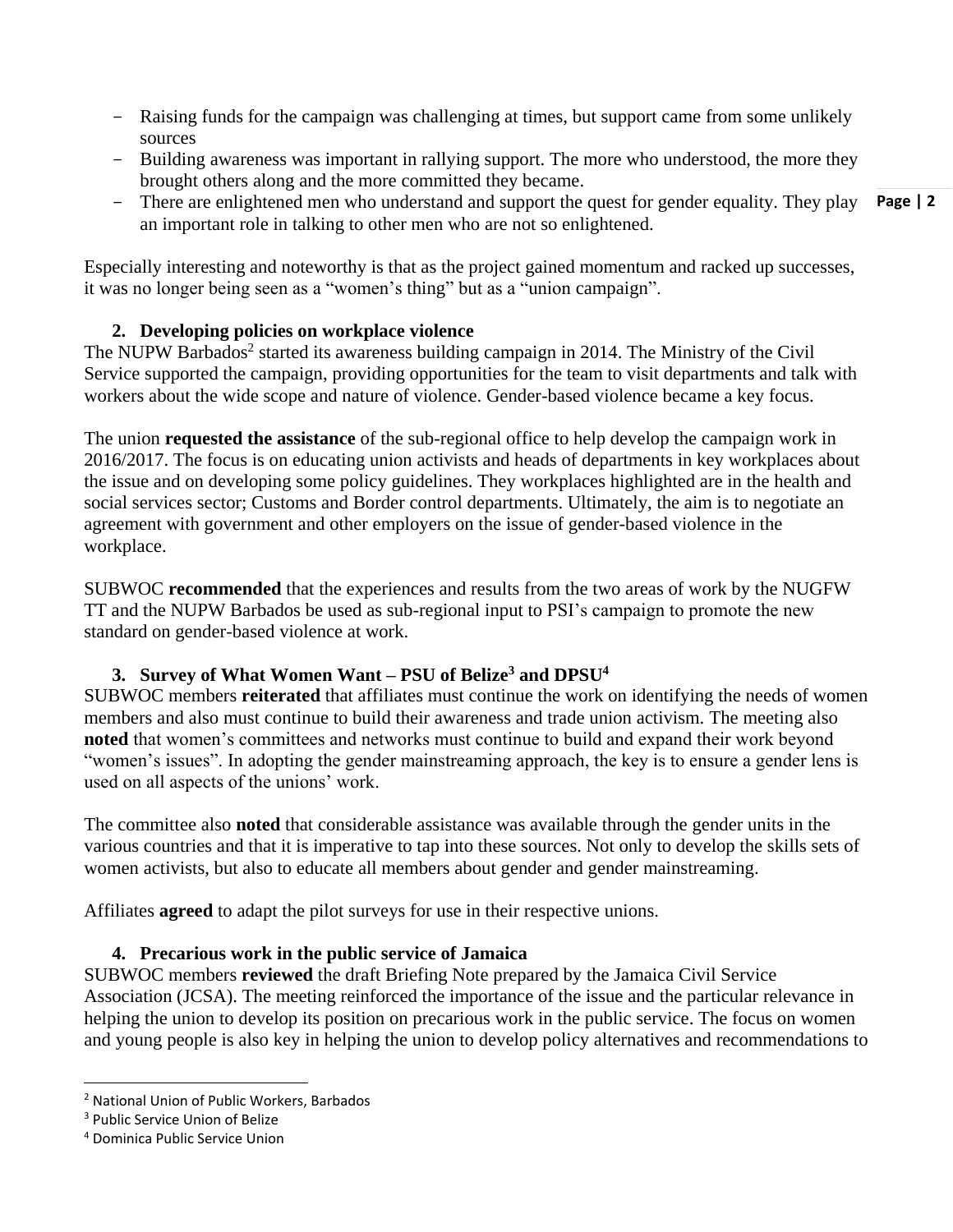- Raising funds for the campaign was challenging at times, but support came from some unlikely sources
- Building awareness was important in rallying support. The more who understood, the more they brought others along and the more committed they became.
- There are enlightened men who understand and support the quest for gender equality. They play an important role in talking to other men who are not so enlightened.

Especially interesting and noteworthy is that as the project gained momentum and racked up successes, it was no longer being seen as a "women's thing" but as a "union campaign".

### 2. Developing policies on workplace violence

The NUPW Barbados[2] started its awareness building campaign in 2014. The Ministry of the Civil Service supported the campaign, providing opportunities for the team to visit departments and talk with workers about the wide scope and nature of violence. Gender-based violence became a key focus.

The union **requested the assistance** of the sub-regional office to help develop the campaign work in 2016/2017. The focus is on educating union activists and heads of departments in key workplaces about the issue and on developing some policy guidelines. They workplaces highlighted are in the health and social services sector; Customs and Border control departments. Ultimately, the aim is to negotiate an agreement with government and other employers on the issue of gender-based violence in the workplace.

SUBWOC **recommended** that the experiences and results from the two areas of work by the NUGFW TT and the NUPW Barbados be used as sub-regional input to PSI's campaign to promote the new standard on gender-based violence at work.

### 3. Survey of What Women Want – PSU of Belize[3] and DPSU[4]

SUBWOC members **reiterated** that affiliates must continue the work on identifying the needs of women members and also must continue to build their awareness and trade union activism. The meeting also **noted** that women's committees and networks must continue to build and expand their work beyond "women's issues". In adopting the gender mainstreaming approach, the key is to ensure a gender lens is used on all aspects of the unions' work.

The committee also **noted** that considerable assistance was available through the gender units in the various countries and that it is imperative to tap into these sources. Not only to develop the skills sets of women activists, but also to educate all members about gender and gender mainstreaming.

Affiliates **agreed** to adapt the pilot surveys for use in their respective unions.

### 4. Precarious work in the public service of Jamaica

SUBWOC members **reviewed** the draft Briefing Note prepared by the Jamaica Civil Service Association (JCSA). The meeting reinforced the importance of the issue and the particular relevance in helping the union to develop its position on precarious work in the public service. The focus on women and young people is also key in helping the union to develop policy alternatives and recommendations to

---

[2] National Union of Public Workers, Barbados

[3] Public Service Union of Belize

[4] Dominica Public Service Union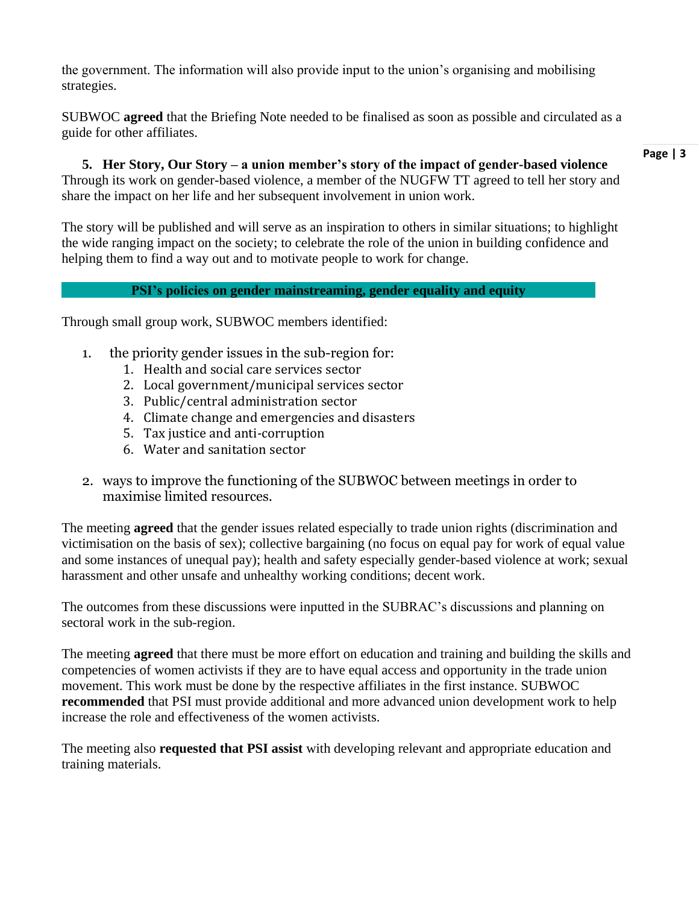the government. The information will also provide input to the union's organising and mobilising strategies.

SUBWOC **agreed** that the Briefing Note needed to be finalised as soon as possible and circulated as a guide for other affiliates.

**5. Her Story, Our Story – a union member's story of the impact of gender-based violence**

Through its work on gender-based violence, a member of the NUGFW TT agreed to tell her story and share the impact on her life and her subsequent involvement in union work.

The story will be published and will serve as an inspiration to others in similar situations; to highlight the wide ranging impact on the society; to celebrate the role of the union in building confidence and helping them to find a way out and to motivate people to work for change.

## PSI's policies on gender mainstreaming, gender equality and equity

Through small group work, SUBWOC members identified:

1. the priority gender issues in the sub-region for:
    1. Health and social care services sector
    2. Local government/municipal services sector
    3. Public/central administration sector
    4. Climate change and emergencies and disasters
    5. Tax justice and anti-corruption
    6. Water and sanitation sector
2. ways to improve the functioning of the SUBWOC between meetings in order to maximise limited resources.

The meeting **agreed** that the gender issues related especially to trade union rights (discrimination and victimisation on the basis of sex); collective bargaining (no focus on equal pay for work of equal value and some instances of unequal pay); health and safety especially gender-based violence at work; sexual harassment and other unsafe and unhealthy working conditions; decent work.

The outcomes from these discussions were inputted in the SUBRAC's discussions and planning on sectoral work in the sub-region.

The meeting **agreed** that there must be more effort on education and training and building the skills and competencies of women activists if they are to have equal access and opportunity in the trade union movement. This work must be done by the respective affiliates in the first instance. SUBWOC **recommended** that PSI must provide additional and more advanced union development work to help increase the role and effectiveness of the women activists.

The meeting also **requested that PSI assist** with developing relevant and appropriate education and training materials.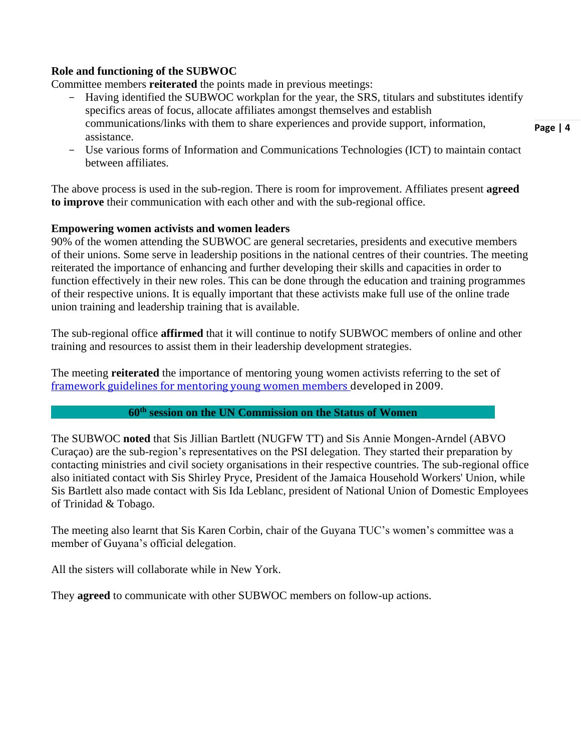**Role and functioning of the SUBWOC**

Committee members **reiterated** the points made in previous meetings:

- Having identified the SUBWOC workplan for the year, the SRS, titulars and substitutes identify specifics areas of focus, allocate affiliates amongst themselves and establish communications/links with them to share experiences and provide support, information, assistance.
- Use various forms of Information and Communications Technologies (ICT) to maintain contact between affiliates.

The above process is used in the sub-region. There is room for improvement. Affiliates present **agreed to improve** their communication with each other and with the sub-regional office.

**Empowering women activists and women leaders**

90% of the women attending the SUBWOC are general secretaries, presidents and executive members of their unions. Some serve in leadership positions in the national centres of their countries. The meeting reiterated the importance of enhancing and further developing their skills and capacities in order to function effectively in their new roles. This can be done through the education and training programmes of their respective unions. It is equally important that these activists make full use of the online trade union training and leadership training that is available.

The sub-regional office **affirmed** that it will continue to notify SUBWOC members of online and other training and resources to assist them in their leadership development strategies.

The meeting **reiterated** the importance of mentoring young women activists referring to the set of framework guidelines for mentoring young women members developed in 2009.

## 60th session on the UN Commission on the Status of Women

The SUBWOC **noted** that Sis Jillian Bartlett (NUGFW TT) and Sis Annie Mongen-Arndel (ABVO Curaçao) are the sub-region's representatives on the PSI delegation. They started their preparation by contacting ministries and civil society organisations in their respective countries. The sub-regional office also initiated contact with Sis Shirley Pryce, President of the Jamaica Household Workers' Union, while Sis Bartlett also made contact with Sis Ida Leblanc, president of National Union of Domestic Employees of Trinidad & Tobago.

The meeting also learnt that Sis Karen Corbin, chair of the Guyana TUC's women's committee was a member of Guyana's official delegation.

All the sisters will collaborate while in New York.

They **agreed** to communicate with other SUBWOC members on follow-up actions.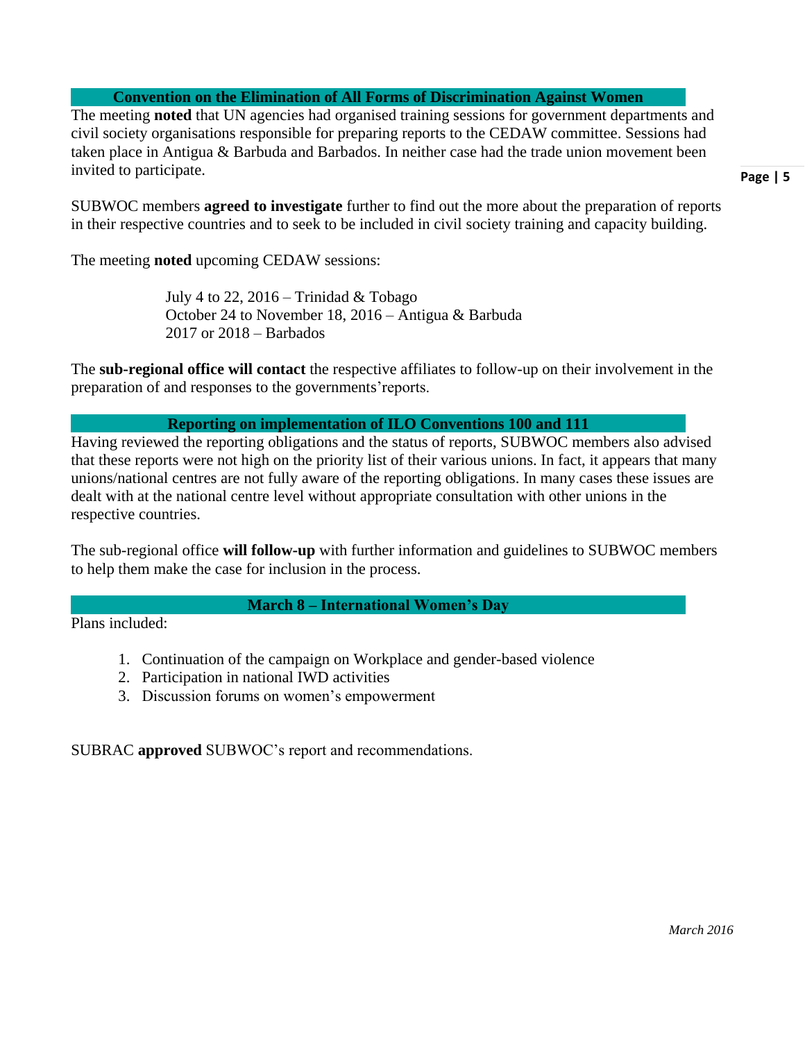## Convention on the Elimination of All Forms of Discrimination Against Women

The meeting **noted** that UN agencies had organised training sessions for government departments and civil society organisations responsible for preparing reports to the CEDAW committee. Sessions had taken place in Antigua & Barbuda and Barbados. In neither case had the trade union movement been invited to participate.

SUBWOC members **agreed to investigate** further to find out the more about the preparation of reports in their respective countries and to seek to be included in civil society training and capacity building.

The meeting **noted** upcoming CEDAW sessions:

July 4 to 22, 2016 – Trinidad & Tobago
October 24 to November 18, 2016 – Antigua & Barbuda
2017 or 2018 – Barbados

The **sub-regional office will contact** the respective affiliates to follow-up on their involvement in the preparation of and responses to the governments'reports.

## Reporting on implementation of ILO Conventions 100 and 111

Having reviewed the reporting obligations and the status of reports, SUBWOC members also advised that these reports were not high on the priority list of their various unions. In fact, it appears that many unions/national centres are not fully aware of the reporting obligations. In many cases these issues are dealt with at the national centre level without appropriate consultation with other unions in the respective countries.

The sub-regional office **will follow-up** with further information and guidelines to SUBWOC members to help them make the case for inclusion in the process.

## March 8 – International Women's Day

Plans included:

1. Continuation of the campaign on Workplace and gender-based violence
2. Participation in national IWD activities
3. Discussion forums on women's empowerment

SUBRAC **approved** SUBWOC's report and recommendations.

*March 2016*